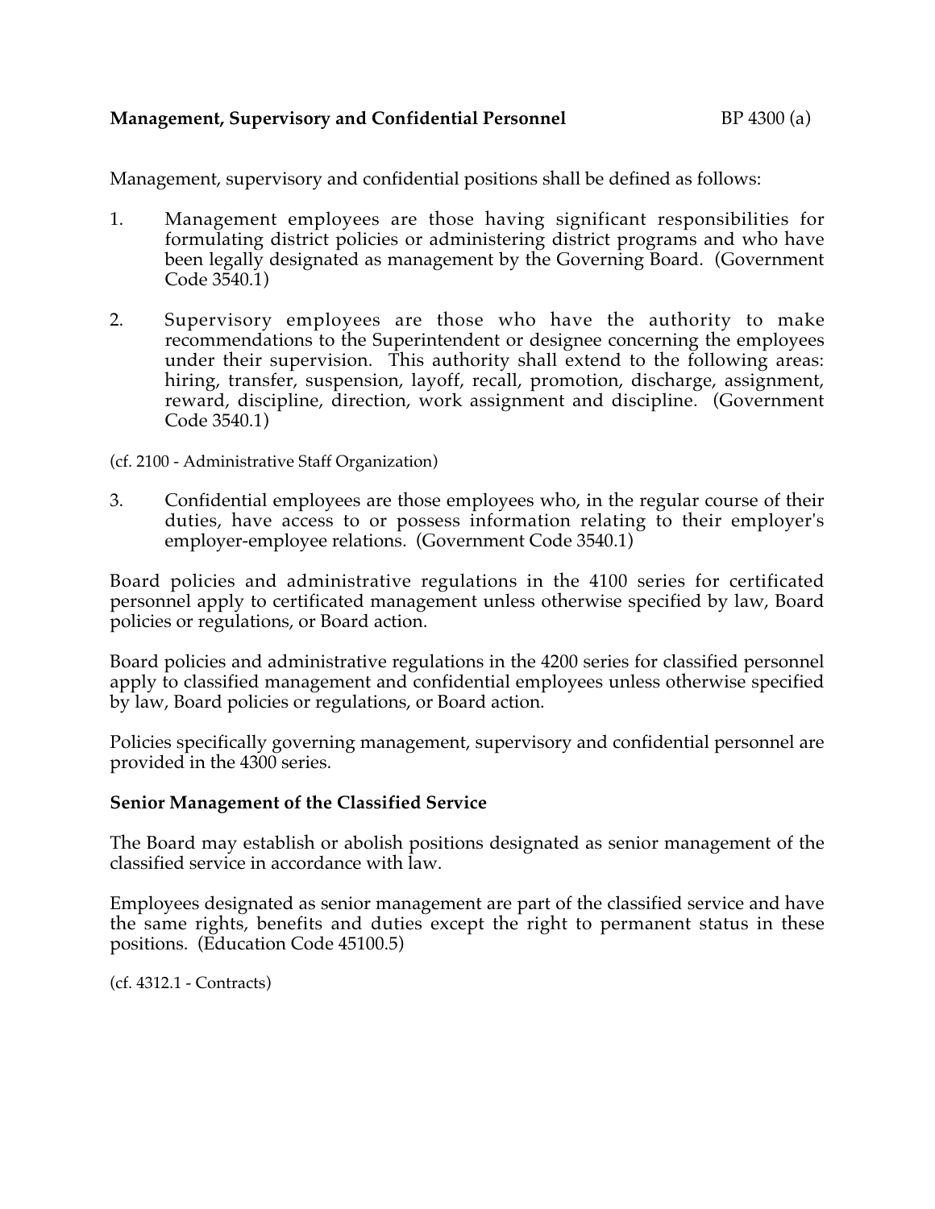**Management, Supervisory and Confidential Personnel** BP 4300 (a)

Management, supervisory and confidential positions shall be defined as follows:

1. Management employees are those having significant responsibilities for formulating district policies or administering district programs and who have been legally designated as management by the Governing Board. (Government Code 3540.1)

2. Supervisory employees are those who have the authority to make recommendations to the Superintendent or designee concerning the employees under their supervision. This authority shall extend to the following areas: hiring, transfer, suspension, layoff, recall, promotion, discharge, assignment, reward, discipline, direction, work assignment and discipline. (Government Code 3540.1)

(cf. 2100 - Administrative Staff Organization)

3. Confidential employees are those employees who, in the regular course of their duties, have access to or possess information relating to their employer's employer-employee relations. (Government Code 3540.1)

Board policies and administrative regulations in the 4100 series for certificated personnel apply to certificated management unless otherwise specified by law, Board policies or regulations, or Board action.

Board policies and administrative regulations in the 4200 series for classified personnel apply to classified management and confidential employees unless otherwise specified by law, Board policies or regulations, or Board action.

Policies specifically governing management, supervisory and confidential personnel are provided in the 4300 series.

**Senior Management of the Classified Service**

The Board may establish or abolish positions designated as senior management of the classified service in accordance with law.

Employees designated as senior management are part of the classified service and have the same rights, benefits and duties except the right to permanent status in these positions. (Education Code 45100.5)

(cf. 4312.1 - Contracts)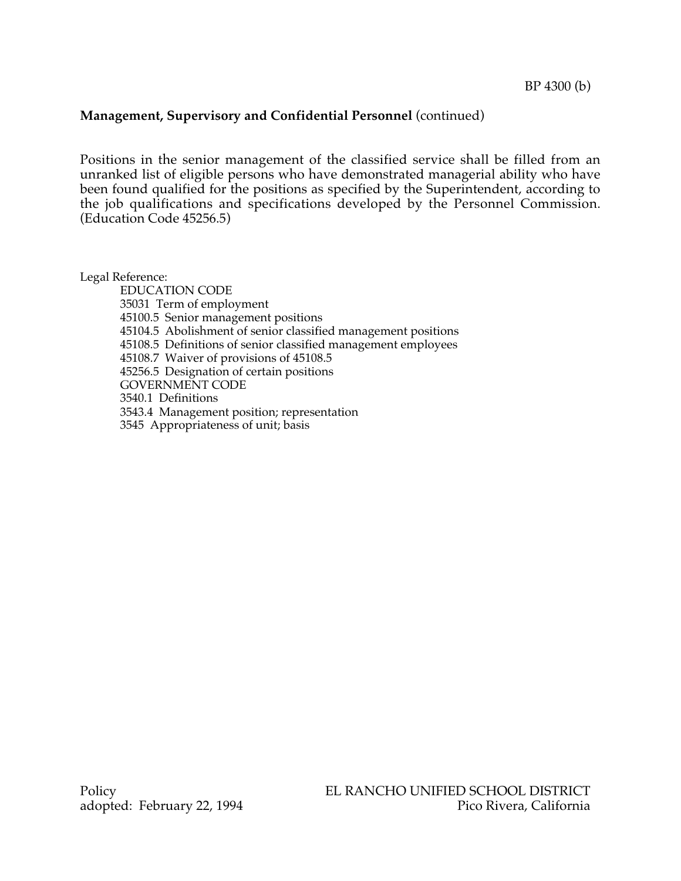**Management, Supervisory and Confidential Personnel** (continued)

Positions in the senior management of the classified service shall be filled from an unranked list of eligible persons who have demonstrated managerial ability who have been found qualified for the positions as specified by the Superintendent, according to the job qualifications and specifications developed by the Personnel Commission. (Education Code 45256.5)

Legal Reference:

EDUCATION CODE
35031 Term of employment
45100.5 Senior management positions
45104.5 Abolishment of senior classified management positions
45108.5 Definitions of senior classified management employees
45108.7 Waiver of provisions of 45108.5
45256.5 Designation of certain positions
GOVERNMENT CODE
3540.1 Definitions
3543.4 Management position; representation
3545 Appropriateness of unit; basis

Policy
adopted: February 22, 1994

EL RANCHO UNIFIED SCHOOL DISTRICT
Pico Rivera, California